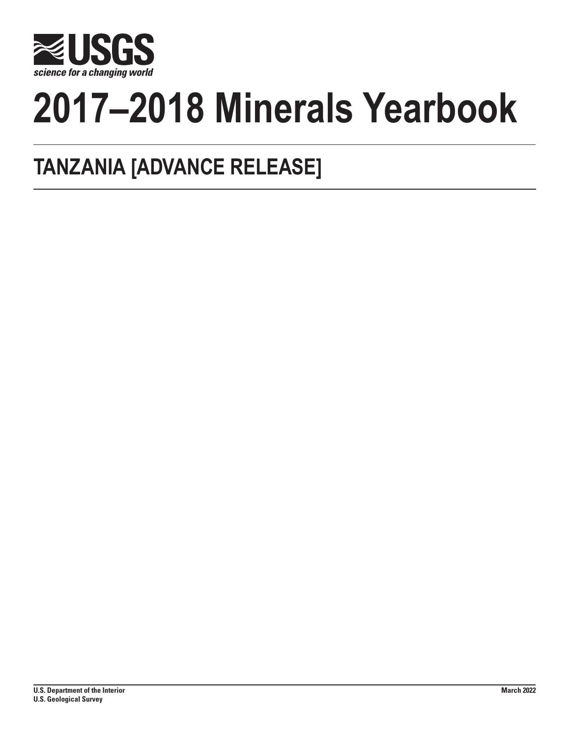USGS

science for a changing world

# 2017–2018 Minerals Yearbook

## TANZANIA [ADVANCE RELEASE]

**U.S. Department of the Interior**
**U.S. Geological Survey**

**March 2022**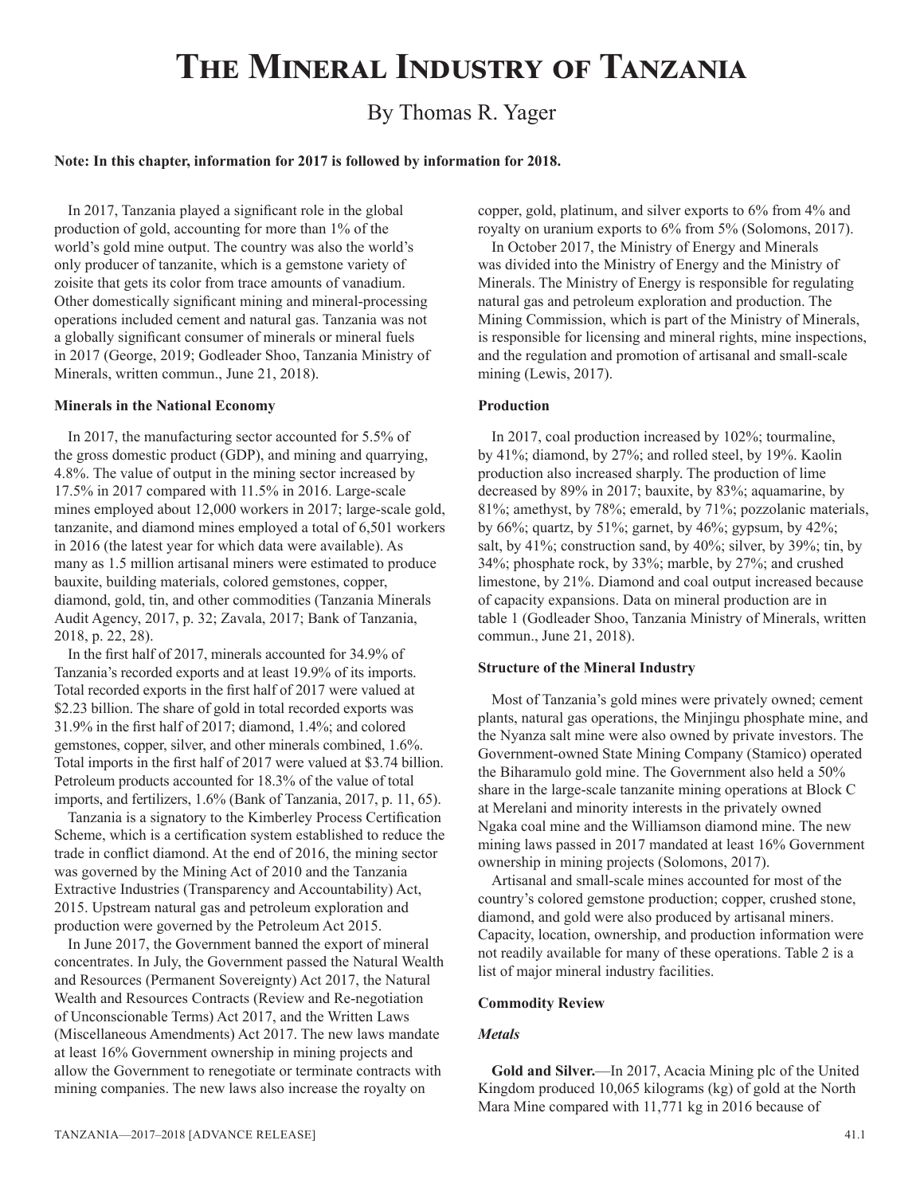# The Mineral Industry of Tanzania

By Thomas R. Yager

**Note: In this chapter, information for 2017 is followed by information for 2018.**

In 2017, Tanzania played a significant role in the global production of gold, accounting for more than 1% of the world's gold mine output. The country was also the world's only producer of tanzanite, which is a gemstone variety of zoisite that gets its color from trace amounts of vanadium. Other domestically significant mining and mineral-processing operations included cement and natural gas. Tanzania was not a globally significant consumer of minerals or mineral fuels in 2017 (George, 2019; Godleader Shoo, Tanzania Ministry of Minerals, written commun., June 21, 2018).

### Minerals in the National Economy

In 2017, the manufacturing sector accounted for 5.5% of the gross domestic product (GDP), and mining and quarrying, 4.8%. The value of output in the mining sector increased by 17.5% in 2017 compared with 11.5% in 2016. Large-scale mines employed about 12,000 workers in 2017; large-scale gold, tanzanite, and diamond mines employed a total of 6,501 workers in 2016 (the latest year for which data were available). As many as 1.5 million artisanal miners were estimated to produce bauxite, building materials, colored gemstones, copper, diamond, gold, tin, and other commodities (Tanzania Minerals Audit Agency, 2017, p. 32; Zavala, 2017; Bank of Tanzania, 2018, p. 22, 28).

In the first half of 2017, minerals accounted for 34.9% of Tanzania's recorded exports and at least 19.9% of its imports. Total recorded exports in the first half of 2017 were valued at $2.23 billion. The share of gold in total recorded exports was 31.9% in the first half of 2017; diamond, 1.4%; and colored gemstones, copper, silver, and other minerals combined, 1.6%. Total imports in the first half of 2017 were valued at $3.74 billion. Petroleum products accounted for 18.3% of the value of total imports, and fertilizers, 1.6% (Bank of Tanzania, 2017, p. 11, 65).

Tanzania is a signatory to the Kimberley Process Certification Scheme, which is a certification system established to reduce the trade in conflict diamond. At the end of 2016, the mining sector was governed by the Mining Act of 2010 and the Tanzania Extractive Industries (Transparency and Accountability) Act, 2015. Upstream natural gas and petroleum exploration and production were governed by the Petroleum Act 2015.

In June 2017, the Government banned the export of mineral concentrates. In July, the Government passed the Natural Wealth and Resources (Permanent Sovereignty) Act 2017, the Natural Wealth and Resources Contracts (Review and Re-negotiation of Unconscionable Terms) Act 2017, and the Written Laws (Miscellaneous Amendments) Act 2017. The new laws mandate at least 16% Government ownership in mining projects and allow the Government to renegotiate or terminate contracts with mining companies. The new laws also increase the royalty on copper, gold, platinum, and silver exports to 6% from 4% and royalty on uranium exports to 6% from 5% (Solomons, 2017).

In October 2017, the Ministry of Energy and Minerals was divided into the Ministry of Energy and the Ministry of Minerals. The Ministry of Energy is responsible for regulating natural gas and petroleum exploration and production. The Mining Commission, which is part of the Ministry of Minerals, is responsible for licensing and mineral rights, mine inspections, and the regulation and promotion of artisanal and small-scale mining (Lewis, 2017).

### Production

In 2017, coal production increased by 102%; tourmaline, by 41%; diamond, by 27%; and rolled steel, by 19%. Kaolin production also increased sharply. The production of lime decreased by 89% in 2017; bauxite, by 83%; aquamarine, by 81%; amethyst, by 78%; emerald, by 71%; pozzolanic materials, by 66%; quartz, by 51%; garnet, by 46%; gypsum, by 42%; salt, by 41%; construction sand, by 40%; silver, by 39%; tin, by 34%; phosphate rock, by 33%; marble, by 27%; and crushed limestone, by 21%. Diamond and coal output increased because of capacity expansions. Data on mineral production are in table 1 (Godleader Shoo, Tanzania Ministry of Minerals, written commun., June 21, 2018).

### Structure of the Mineral Industry

Most of Tanzania's gold mines were privately owned; cement plants, natural gas operations, the Minjingu phosphate mine, and the Nyanza salt mine were also owned by private investors. The Government-owned State Mining Company (Stamico) operated the Biharamulo gold mine. The Government also held a 50% share in the large-scale tanzanite mining operations at Block C at Merelani and minority interests in the privately owned Ngaka coal mine and the Williamson diamond mine. The new mining laws passed in 2017 mandated at least 16% Government ownership in mining projects (Solomons, 2017).

Artisanal and small-scale mines accounted for most of the country's colored gemstone production; copper, crushed stone, diamond, and gold were also produced by artisanal miners. Capacity, location, ownership, and production information were not readily available for many of these operations. Table 2 is a list of major mineral industry facilities.

### Commodity Review

#### *Metals*

**Gold and Silver.**—In 2017, Acacia Mining plc of the United Kingdom produced 10,065 kilograms (kg) of gold at the North Mara Mine compared with 11,771 kg in 2016 because of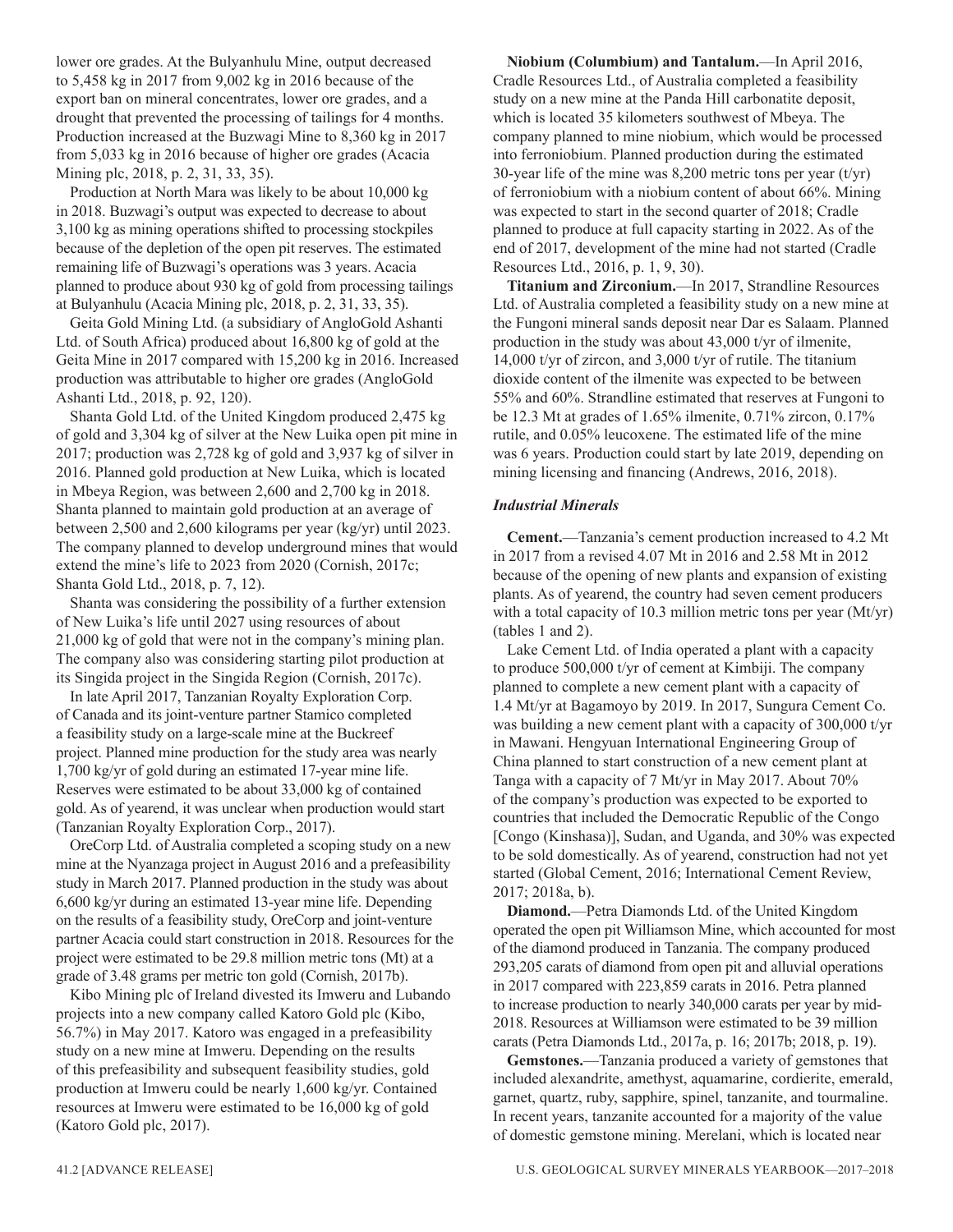lower ore grades. At the Bulyanhulu Mine, output decreased to 5,458 kg in 2017 from 9,002 kg in 2016 because of the export ban on mineral concentrates, lower ore grades, and a drought that prevented the processing of tailings for 4 months. Production increased at the Buzwagi Mine to 8,360 kg in 2017 from 5,033 kg in 2016 because of higher ore grades (Acacia Mining plc, 2018, p. 2, 31, 33, 35).

Production at North Mara was likely to be about 10,000 kg in 2018. Buzwagi's output was expected to decrease to about 3,100 kg as mining operations shifted to processing stockpiles because of the depletion of the open pit reserves. The estimated remaining life of Buzwagi's operations was 3 years. Acacia planned to produce about 930 kg of gold from processing tailings at Bulyanhulu (Acacia Mining plc, 2018, p. 2, 31, 33, 35).

Geita Gold Mining Ltd. (a subsidiary of AngloGold Ashanti Ltd. of South Africa) produced about 16,800 kg of gold at the Geita Mine in 2017 compared with 15,200 kg in 2016. Increased production was attributable to higher ore grades (AngloGold Ashanti Ltd., 2018, p. 92, 120).

Shanta Gold Ltd. of the United Kingdom produced 2,475 kg of gold and 3,304 kg of silver at the New Luika open pit mine in 2017; production was 2,728 kg of gold and 3,937 kg of silver in 2016. Planned gold production at New Luika, which is located in Mbeya Region, was between 2,600 and 2,700 kg in 2018. Shanta planned to maintain gold production at an average of between 2,500 and 2,600 kilograms per year (kg/yr) until 2023. The company planned to develop underground mines that would extend the mine's life to 2023 from 2020 (Cornish, 2017c; Shanta Gold Ltd., 2018, p. 7, 12).

Shanta was considering the possibility of a further extension of New Luika's life until 2027 using resources of about 21,000 kg of gold that were not in the company's mining plan. The company also was considering starting pilot production at its Singida project in the Singida Region (Cornish, 2017c).

In late April 2017, Tanzanian Royalty Exploration Corp. of Canada and its joint-venture partner Stamico completed a feasibility study on a large-scale mine at the Buckreef project. Planned mine production for the study area was nearly 1,700 kg/yr of gold during an estimated 17-year mine life. Reserves were estimated to be about 33,000 kg of contained gold. As of yearend, it was unclear when production would start (Tanzanian Royalty Exploration Corp., 2017).

OreCorp Ltd. of Australia completed a scoping study on a new mine at the Nyanzaga project in August 2016 and a prefeasibility study in March 2017. Planned production in the study was about 6,600 kg/yr during an estimated 13-year mine life. Depending on the results of a feasibility study, OreCorp and joint-venture partner Acacia could start construction in 2018. Resources for the project were estimated to be 29.8 million metric tons (Mt) at a grade of 3.48 grams per metric ton gold (Cornish, 2017b).

Kibo Mining plc of Ireland divested its Imweru and Lubando projects into a new company called Katoro Gold plc (Kibo, 56.7%) in May 2017. Katoro was engaged in a prefeasibility study on a new mine at Imweru. Depending on the results of this prefeasibility and subsequent feasibility studies, gold production at Imweru could be nearly 1,600 kg/yr. Contained resources at Imweru were estimated to be 16,000 kg of gold (Katoro Gold plc, 2017).

**Niobium (Columbium) and Tantalum.**—In April 2016, Cradle Resources Ltd., of Australia completed a feasibility study on a new mine at the Panda Hill carbonatite deposit, which is located 35 kilometers southwest of Mbeya. The company planned to mine niobium, which would be processed into ferroniobium. Planned production during the estimated 30-year life of the mine was 8,200 metric tons per year (t/yr) of ferroniobium with a niobium content of about 66%. Mining was expected to start in the second quarter of 2018; Cradle planned to produce at full capacity starting in 2022. As of the end of 2017, development of the mine had not started (Cradle Resources Ltd., 2016, p. 1, 9, 30).

**Titanium and Zirconium.**—In 2017, Strandline Resources Ltd. of Australia completed a feasibility study on a new mine at the Fungoni mineral sands deposit near Dar es Salaam. Planned production in the study was about 43,000 t/yr of ilmenite, 14,000 t/yr of zircon, and 3,000 t/yr of rutile. The titanium dioxide content of the ilmenite was expected to be between 55% and 60%. Strandline estimated that reserves at Fungoni to be 12.3 Mt at grades of 1.65% ilmenite, 0.71% zircon, 0.17% rutile, and 0.05% leucoxene. The estimated life of the mine was 6 years. Production could start by late 2019, depending on mining licensing and financing (Andrews, 2016, 2018).

### *Industrial Minerals*

**Cement.**—Tanzania's cement production increased to 4.2 Mt in 2017 from a revised 4.07 Mt in 2016 and 2.58 Mt in 2012 because of the opening of new plants and expansion of existing plants. As of yearend, the country had seven cement producers with a total capacity of 10.3 million metric tons per year (Mt/yr) (tables 1 and 2).

Lake Cement Ltd. of India operated a plant with a capacity to produce 500,000 t/yr of cement at Kimbiji. The company planned to complete a new cement plant with a capacity of 1.4 Mt/yr at Bagamoyo by 2019. In 2017, Sungura Cement Co. was building a new cement plant with a capacity of 300,000 t/yr in Mawani. Hengyuan International Engineering Group of China planned to start construction of a new cement plant at Tanga with a capacity of 7 Mt/yr in May 2017. About 70% of the company's production was expected to be exported to countries that included the Democratic Republic of the Congo [Congo (Kinshasa)], Sudan, and Uganda, and 30% was expected to be sold domestically. As of yearend, construction had not yet started (Global Cement, 2016; International Cement Review, 2017; 2018a, b).

**Diamond.**—Petra Diamonds Ltd. of the United Kingdom operated the open pit Williamson Mine, which accounted for most of the diamond produced in Tanzania. The company produced 293,205 carats of diamond from open pit and alluvial operations in 2017 compared with 223,859 carats in 2016. Petra planned to increase production to nearly 340,000 carats per year by mid-2018. Resources at Williamson were estimated to be 39 million carats (Petra Diamonds Ltd., 2017a, p. 16; 2017b; 2018, p. 19).

**Gemstones.**—Tanzania produced a variety of gemstones that included alexandrite, amethyst, aquamarine, cordierite, emerald, garnet, quartz, ruby, sapphire, spinel, tanzanite, and tourmaline. In recent years, tanzanite accounted for a majority of the value of domestic gemstone mining. Merelani, which is located near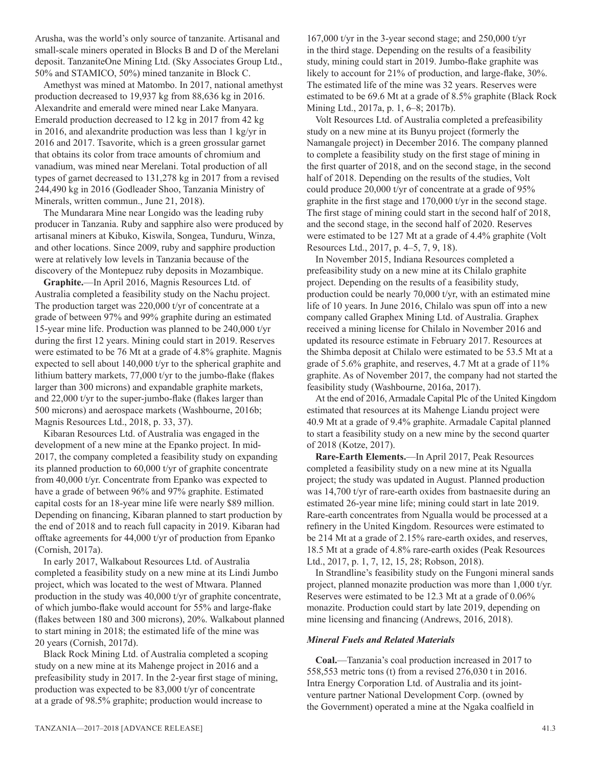Arusha, was the world's only source of tanzanite. Artisanal and small-scale miners operated in Blocks B and D of the Merelani deposit. TanzaniteOne Mining Ltd. (Sky Associates Group Ltd., 50% and STAMICO, 50%) mined tanzanite in Block C.

Amethyst was mined at Matombo. In 2017, national amethyst production decreased to 19,937 kg from 88,636 kg in 2016. Alexandrite and emerald were mined near Lake Manyara. Emerald production decreased to 12 kg in 2017 from 42 kg in 2016, and alexandrite production was less than 1 kg/yr in 2016 and 2017. Tsavorite, which is a green grossular garnet that obtains its color from trace amounts of chromium and vanadium, was mined near Merelani. Total production of all types of garnet decreased to 131,278 kg in 2017 from a revised 244,490 kg in 2016 (Godleader Shoo, Tanzania Ministry of Minerals, written commun., June 21, 2018).

The Mundarara Mine near Longido was the leading ruby producer in Tanzania. Ruby and sapphire also were produced by artisanal miners at Kibuko, Kiswila, Songea, Tunduru, Winza, and other locations. Since 2009, ruby and sapphire production were at relatively low levels in Tanzania because of the discovery of the Montepuez ruby deposits in Mozambique.

**Graphite.**—In April 2016, Magnis Resources Ltd. of Australia completed a feasibility study on the Nachu project. The production target was 220,000 t/yr of concentrate at a grade of between 97% and 99% graphite during an estimated 15-year mine life. Production was planned to be 240,000 t/yr during the first 12 years. Mining could start in 2019. Reserves were estimated to be 76 Mt at a grade of 4.8% graphite. Magnis expected to sell about 140,000 t/yr to the spherical graphite and lithium battery markets, 77,000 t/yr to the jumbo-flake (flakes larger than 300 microns) and expandable graphite markets, and 22,000 t/yr to the super-jumbo-flake (flakes larger than 500 microns) and aerospace markets (Washbourne, 2016b; Magnis Resources Ltd., 2018, p. 33, 37).

Kibaran Resources Ltd. of Australia was engaged in the development of a new mine at the Epanko project. In mid-2017, the company completed a feasibility study on expanding its planned production to 60,000 t/yr of graphite concentrate from 40,000 t/yr. Concentrate from Epanko was expected to have a grade of between 96% and 97% graphite. Estimated capital costs for an 18-year mine life were nearly $89 million. Depending on financing, Kibaran planned to start production by the end of 2018 and to reach full capacity in 2019. Kibaran had offtake agreements for 44,000 t/yr of production from Epanko (Cornish, 2017a).

In early 2017, Walkabout Resources Ltd. of Australia completed a feasibility study on a new mine at its Lindi Jumbo project, which was located to the west of Mtwara. Planned production in the study was 40,000 t/yr of graphite concentrate, of which jumbo-flake would account for 55% and large-flake (flakes between 180 and 300 microns), 20%. Walkabout planned to start mining in 2018; the estimated life of the mine was 20 years (Cornish, 2017d).

Black Rock Mining Ltd. of Australia completed a scoping study on a new mine at its Mahenge project in 2016 and a prefeasibility study in 2017. In the 2-year first stage of mining, production was expected to be 83,000 t/yr of concentrate at a grade of 98.5% graphite; production would increase to 167,000 t/yr in the 3-year second stage; and 250,000 t/yr in the third stage. Depending on the results of a feasibility study, mining could start in 2019. Jumbo-flake graphite was likely to account for 21% of production, and large-flake, 30%. The estimated life of the mine was 32 years. Reserves were estimated to be 69.6 Mt at a grade of 8.5% graphite (Black Rock Mining Ltd., 2017a, p. 1, 6–8; 2017b).

Volt Resources Ltd. of Australia completed a prefeasibility study on a new mine at its Bunyu project (formerly the Namangale project) in December 2016. The company planned to complete a feasibility study on the first stage of mining in the first quarter of 2018, and on the second stage, in the second half of 2018. Depending on the results of the studies, Volt could produce 20,000 t/yr of concentrate at a grade of 95% graphite in the first stage and 170,000 t/yr in the second stage. The first stage of mining could start in the second half of 2018, and the second stage, in the second half of 2020. Reserves were estimated to be 127 Mt at a grade of 4.4% graphite (Volt Resources Ltd., 2017, p. 4–5, 7, 9, 18).

In November 2015, Indiana Resources completed a prefeasibility study on a new mine at its Chilalo graphite project. Depending on the results of a feasibility study, production could be nearly 70,000 t/yr, with an estimated mine life of 10 years. In June 2016, Chilalo was spun off into a new company called Graphex Mining Ltd. of Australia. Graphex received a mining license for Chilalo in November 2016 and updated its resource estimate in February 2017. Resources at the Shimba deposit at Chilalo were estimated to be 53.5 Mt at a grade of 5.6% graphite, and reserves, 4.7 Mt at a grade of 11% graphite. As of November 2017, the company had not started the feasibility study (Washbourne, 2016a, 2017).

At the end of 2016, Armadale Capital Plc of the United Kingdom estimated that resources at its Mahenge Liandu project were 40.9 Mt at a grade of 9.4% graphite. Armadale Capital planned to start a feasibility study on a new mine by the second quarter of 2018 (Kotze, 2017).

**Rare-Earth Elements.**—In April 2017, Peak Resources completed a feasibility study on a new mine at its Ngualla project; the study was updated in August. Planned production was 14,700 t/yr of rare-earth oxides from bastnaesite during an estimated 26-year mine life; mining could start in late 2019. Rare-earth concentrates from Ngualla would be processed at a refinery in the United Kingdom. Resources were estimated to be 214 Mt at a grade of 2.15% rare-earth oxides, and reserves, 18.5 Mt at a grade of 4.8% rare-earth oxides (Peak Resources Ltd., 2017, p. 1, 7, 12, 15, 28; Robson, 2018).

In Strandline's feasibility study on the Fungoni mineral sands project, planned monazite production was more than 1,000 t/yr. Reserves were estimated to be 12.3 Mt at a grade of 0.06% monazite. Production could start by late 2019, depending on mine licensing and financing (Andrews, 2016, 2018).

### *Mineral Fuels and Related Materials*

**Coal.**—Tanzania's coal production increased in 2017 to 558,553 metric tons (t) from a revised 276,030 t in 2016. Intra Energy Corporation Ltd. of Australia and its joint-venture partner National Development Corp. (owned by the Government) operated a mine at the Ngaka coalfield in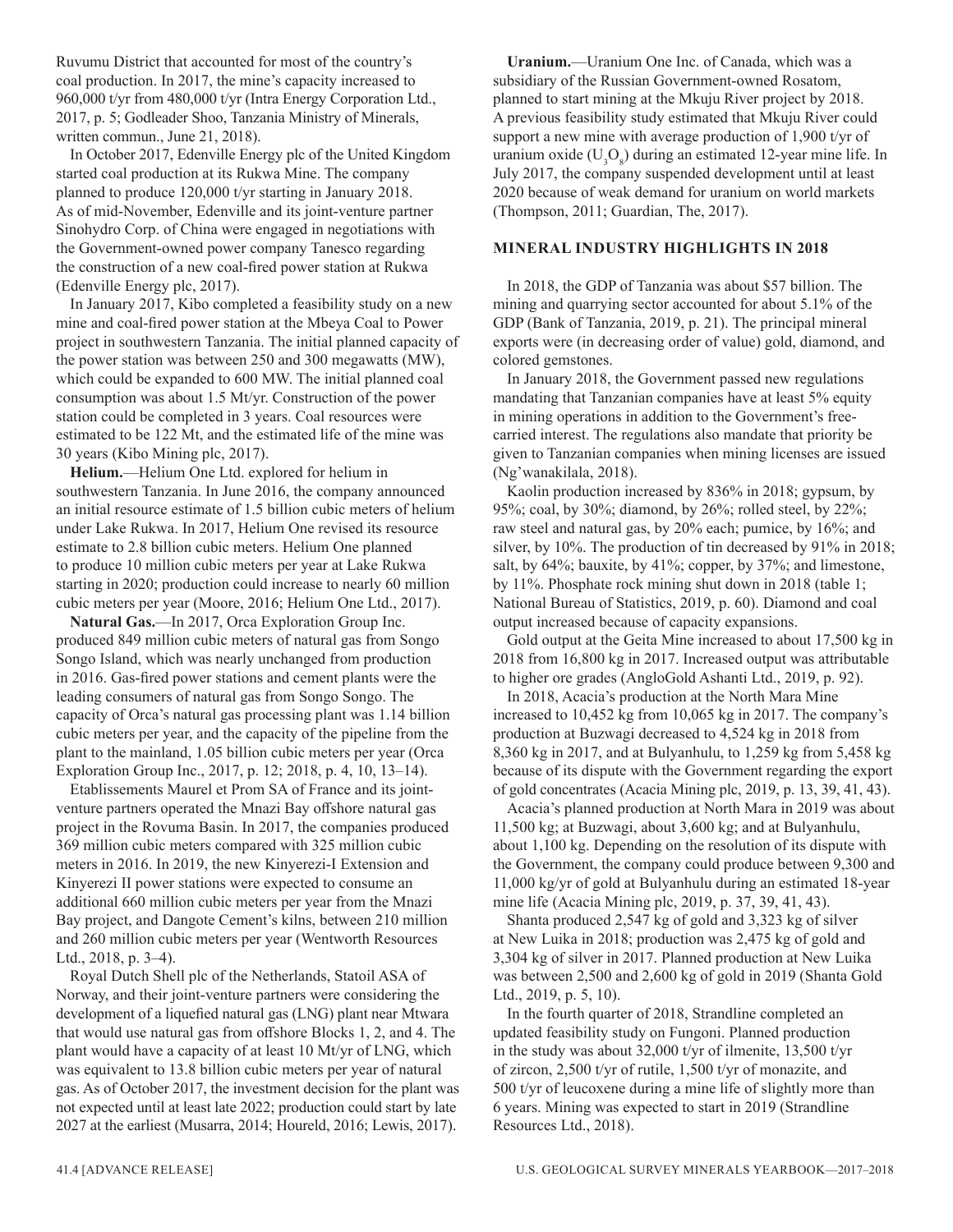Ruvumu District that accounted for most of the country's coal production. In 2017, the mine's capacity increased to 960,000 t/yr from 480,000 t/yr (Intra Energy Corporation Ltd., 2017, p. 5; Godleader Shoo, Tanzania Ministry of Minerals, written commun., June 21, 2018).

In October 2017, Edenville Energy plc of the United Kingdom started coal production at its Rukwa Mine. The company planned to produce 120,000 t/yr starting in January 2018. As of mid-November, Edenville and its joint-venture partner Sinohydro Corp. of China were engaged in negotiations with the Government-owned power company Tanesco regarding the construction of a new coal-fired power station at Rukwa (Edenville Energy plc, 2017).

In January 2017, Kibo completed a feasibility study on a new mine and coal-fired power station at the Mbeya Coal to Power project in southwestern Tanzania. The initial planned capacity of the power station was between 250 and 300 megawatts (MW), which could be expanded to 600 MW. The initial planned coal consumption was about 1.5 Mt/yr. Construction of the power station could be completed in 3 years. Coal resources were estimated to be 122 Mt, and the estimated life of the mine was 30 years (Kibo Mining plc, 2017).

**Helium.**—Helium One Ltd. explored for helium in southwestern Tanzania. In June 2016, the company announced an initial resource estimate of 1.5 billion cubic meters of helium under Lake Rukwa. In 2017, Helium One revised its resource estimate to 2.8 billion cubic meters. Helium One planned to produce 10 million cubic meters per year at Lake Rukwa starting in 2020; production could increase to nearly 60 million cubic meters per year (Moore, 2016; Helium One Ltd., 2017).

**Natural Gas.**—In 2017, Orca Exploration Group Inc. produced 849 million cubic meters of natural gas from Songo Songo Island, which was nearly unchanged from production in 2016. Gas-fired power stations and cement plants were the leading consumers of natural gas from Songo Songo. The capacity of Orca's natural gas processing plant was 1.14 billion cubic meters per year, and the capacity of the pipeline from the plant to the mainland, 1.05 billion cubic meters per year (Orca Exploration Group Inc., 2017, p. 12; 2018, p. 4, 10, 13–14).

Etablissements Maurel et Prom SA of France and its joint-venture partners operated the Mnazi Bay offshore natural gas project in the Rovuma Basin. In 2017, the companies produced 369 million cubic meters compared with 325 million cubic meters in 2016. In 2019, the new Kinyerezi-I Extension and Kinyerezi II power stations were expected to consume an additional 660 million cubic meters per year from the Mnazi Bay project, and Dangote Cement's kilns, between 210 million and 260 million cubic meters per year (Wentworth Resources Ltd., 2018, p. 3–4).

Royal Dutch Shell plc of the Netherlands, Statoil ASA of Norway, and their joint-venture partners were considering the development of a liquefied natural gas (LNG) plant near Mtwara that would use natural gas from offshore Blocks 1, 2, and 4. The plant would have a capacity of at least 10 Mt/yr of LNG, which was equivalent to 13.8 billion cubic meters per year of natural gas. As of October 2017, the investment decision for the plant was not expected until at least late 2022; production could start by late 2027 at the earliest (Musarra, 2014; Houreld, 2016; Lewis, 2017).

**Uranium.**—Uranium One Inc. of Canada, which was a subsidiary of the Russian Government-owned Rosatom, planned to start mining at the Mkuju River project by 2018. A previous feasibility study estimated that Mkuju River could support a new mine with average production of 1,900 t/yr of uranium oxide ($U_3O_8$) during an estimated 12-year mine life. In July 2017, the company suspended development until at least 2020 because of weak demand for uranium on world markets (Thompson, 2011; Guardian, The, 2017).

## MINERAL INDUSTRY HIGHLIGHTS IN 2018

In 2018, the GDP of Tanzania was about $57 billion. The mining and quarrying sector accounted for about 5.1% of the GDP (Bank of Tanzania, 2019, p. 21). The principal mineral exports were (in decreasing order of value) gold, diamond, and colored gemstones.

In January 2018, the Government passed new regulations mandating that Tanzanian companies have at least 5% equity in mining operations in addition to the Government's free-carried interest. The regulations also mandate that priority be given to Tanzanian companies when mining licenses are issued (Ng'wanakilala, 2018).

Kaolin production increased by 836% in 2018; gypsum, by 95%; coal, by 30%; diamond, by 26%; rolled steel, by 22%; raw steel and natural gas, by 20% each; pumice, by 16%; and silver, by 10%. The production of tin decreased by 91% in 2018; salt, by 64%; bauxite, by 41%; copper, by 37%; and limestone, by 11%. Phosphate rock mining shut down in 2018 (table 1; National Bureau of Statistics, 2019, p. 60). Diamond and coal output increased because of capacity expansions.

Gold output at the Geita Mine increased to about 17,500 kg in 2018 from 16,800 kg in 2017. Increased output was attributable to higher ore grades (AngloGold Ashanti Ltd., 2019, p. 92).

In 2018, Acacia's production at the North Mara Mine increased to 10,452 kg from 10,065 kg in 2017. The company's production at Buzwagi decreased to 4,524 kg in 2018 from 8,360 kg in 2017, and at Bulyanhulu, to 1,259 kg from 5,458 kg because of its dispute with the Government regarding the export of gold concentrates (Acacia Mining plc, 2019, p. 13, 39, 41, 43).

Acacia's planned production at North Mara in 2019 was about 11,500 kg; at Buzwagi, about 3,600 kg; and at Bulyanhulu, about 1,100 kg. Depending on the resolution of its dispute with the Government, the company could produce between 9,300 and 11,000 kg/yr of gold at Bulyanhulu during an estimated 18-year mine life (Acacia Mining plc, 2019, p. 37, 39, 41, 43).

Shanta produced 2,547 kg of gold and 3,323 kg of silver at New Luika in 2018; production was 2,475 kg of gold and 3,304 kg of silver in 2017. Planned production at New Luika was between 2,500 and 2,600 kg of gold in 2019 (Shanta Gold Ltd., 2019, p. 5, 10).

In the fourth quarter of 2018, Strandline completed an updated feasibility study on Fungoni. Planned production in the study was about 32,000 t/yr of ilmenite, 13,500 t/yr of zircon, 2,500 t/yr of rutile, 1,500 t/yr of monazite, and 500 t/yr of leucoxene during a mine life of slightly more than 6 years. Mining was expected to start in 2019 (Strandline Resources Ltd., 2018).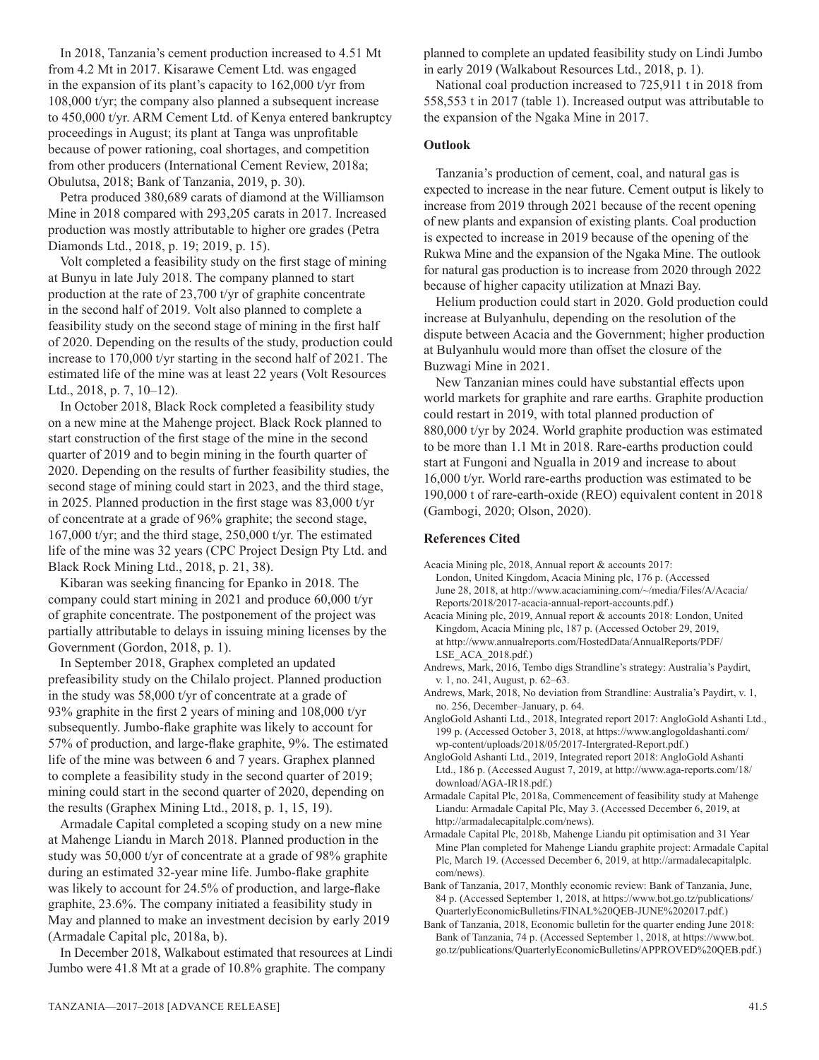In 2018, Tanzania's cement production increased to 4.51 Mt from 4.2 Mt in 2017. Kisarawe Cement Ltd. was engaged in the expansion of its plant's capacity to 162,000 t/yr from 108,000 t/yr; the company also planned a subsequent increase to 450,000 t/yr. ARM Cement Ltd. of Kenya entered bankruptcy proceedings in August; its plant at Tanga was unprofitable because of power rationing, coal shortages, and competition from other producers (International Cement Review, 2018a; Obulutsa, 2018; Bank of Tanzania, 2019, p. 30).

Petra produced 380,689 carats of diamond at the Williamson Mine in 2018 compared with 293,205 carats in 2017. Increased production was mostly attributable to higher ore grades (Petra Diamonds Ltd., 2018, p. 19; 2019, p. 15).

Volt completed a feasibility study on the first stage of mining at Bunyu in late July 2018. The company planned to start production at the rate of 23,700 t/yr of graphite concentrate in the second half of 2019. Volt also planned to complete a feasibility study on the second stage of mining in the first half of 2020. Depending on the results of the study, production could increase to 170,000 t/yr starting in the second half of 2021. The estimated life of the mine was at least 22 years (Volt Resources Ltd., 2018, p. 7, 10–12).

In October 2018, Black Rock completed a feasibility study on a new mine at the Mahenge project. Black Rock planned to start construction of the first stage of the mine in the second quarter of 2019 and to begin mining in the fourth quarter of 2020. Depending on the results of further feasibility studies, the second stage of mining could start in 2023, and the third stage, in 2025. Planned production in the first stage was 83,000 t/yr of concentrate at a grade of 96% graphite; the second stage, 167,000 t/yr; and the third stage, 250,000 t/yr. The estimated life of the mine was 32 years (CPC Project Design Pty Ltd. and Black Rock Mining Ltd., 2018, p. 21, 38).

Kibaran was seeking financing for Epanko in 2018. The company could start mining in 2021 and produce 60,000 t/yr of graphite concentrate. The postponement of the project was partially attributable to delays in issuing mining licenses by the Government (Gordon, 2018, p. 1).

In September 2018, Graphex completed an updated prefeasibility study on the Chilalo project. Planned production in the study was 58,000 t/yr of concentrate at a grade of 93% graphite in the first 2 years of mining and 108,000 t/yr subsequently. Jumbo-flake graphite was likely to account for 57% of production, and large-flake graphite, 9%. The estimated life of the mine was between 6 and 7 years. Graphex planned to complete a feasibility study in the second quarter of 2019; mining could start in the second quarter of 2020, depending on the results (Graphex Mining Ltd., 2018, p. 1, 15, 19).

Armadale Capital completed a scoping study on a new mine at Mahenge Liandu in March 2018. Planned production in the study was 50,000 t/yr of concentrate at a grade of 98% graphite during an estimated 32-year mine life. Jumbo-flake graphite was likely to account for 24.5% of production, and large-flake graphite, 23.6%. The company initiated a feasibility study in May and planned to make an investment decision by early 2019 (Armadale Capital plc, 2018a, b).

In December 2018, Walkabout estimated that resources at Lindi Jumbo were 41.8 Mt at a grade of 10.8% graphite. The company planned to complete an updated feasibility study on Lindi Jumbo in early 2019 (Walkabout Resources Ltd., 2018, p. 1).

National coal production increased to 725,911 t in 2018 from 558,553 t in 2017 (table 1). Increased output was attributable to the expansion of the Ngaka Mine in 2017.

### Outlook

Tanzania's production of cement, coal, and natural gas is expected to increase in the near future. Cement output is likely to increase from 2019 through 2021 because of the recent opening of new plants and expansion of existing plants. Coal production is expected to increase in 2019 because of the opening of the Rukwa Mine and the expansion of the Ngaka Mine. The outlook for natural gas production is to increase from 2020 through 2022 because of higher capacity utilization at Mnazi Bay.

Helium production could start in 2020. Gold production could increase at Bulyanhulu, depending on the resolution of the dispute between Acacia and the Government; higher production at Bulyanhulu would more than offset the closure of the Buzwagi Mine in 2021.

New Tanzanian mines could have substantial effects upon world markets for graphite and rare earths. Graphite production could restart in 2019, with total planned production of 880,000 t/yr by 2024. World graphite production was estimated to be more than 1.1 Mt in 2018. Rare-earths production could start at Fungoni and Ngualla in 2019 and increase to about 16,000 t/yr. World rare-earths production was estimated to be 190,000 t of rare-earth-oxide (REO) equivalent content in 2018 (Gambogi, 2020; Olson, 2020).

### References Cited

Acacia Mining plc, 2018, Annual report & accounts 2017: London, United Kingdom, Acacia Mining plc, 176 p. (Accessed June 28, 2018, at http://www.acaciamining.com/~/media/Files/A/Acacia/Reports/2018/2017-acacia-annual-report-accounts.pdf.)

Acacia Mining plc, 2019, Annual report & accounts 2018: London, United Kingdom, Acacia Mining plc, 187 p. (Accessed October 29, 2019, at http://www.annualreports.com/HostedData/AnnualReports/PDF/LSE_ACA_2018.pdf.)

Andrews, Mark, 2016, Tembo digs Strandline's strategy: Australia's Paydirt, v. 1, no. 241, August, p. 62–63.

Andrews, Mark, 2018, No deviation from Strandline: Australia's Paydirt, v. 1, no. 256, December–January, p. 64.

AngloGold Ashanti Ltd., 2018, Integrated report 2017: AngloGold Ashanti Ltd., 199 p. (Accessed October 3, 2018, at https://www.anglogoldashanti.com/wp-content/uploads/2018/05/2017-Intergrated-Report.pdf.)

AngloGold Ashanti Ltd., 2019, Integrated report 2018: AngloGold Ashanti Ltd., 186 p. (Accessed August 7, 2019, at http://www.aga-reports.com/18/download/AGA-IR18.pdf.)

Armadale Capital Plc, 2018a, Commencement of feasibility study at Mahenge Liandu: Armadale Capital Plc, May 3. (Accessed December 6, 2019, at http://armadalecapitalplc.com/news).

Armadale Capital Plc, 2018b, Mahenge Liandu pit optimisation and 31 Year Mine Plan completed for Mahenge Liandu graphite project: Armadale Capital Plc, March 19. (Accessed December 6, 2019, at http://armadalecapitalplc.com/news).

Bank of Tanzania, 2017, Monthly economic review: Bank of Tanzania, June, 84 p. (Accessed September 1, 2018, at https://www.bot.go.tz/publications/QuarterlyEconomicBulletins/FINAL%20QEB-JUNE%202017.pdf.)

Bank of Tanzania, 2018, Economic bulletin for the quarter ending June 2018: Bank of Tanzania, 74 p. (Accessed September 1, 2018, at https://www.bot.go.tz/publications/QuarterlyEconomicBulletins/APPROVED%20QEB.pdf.)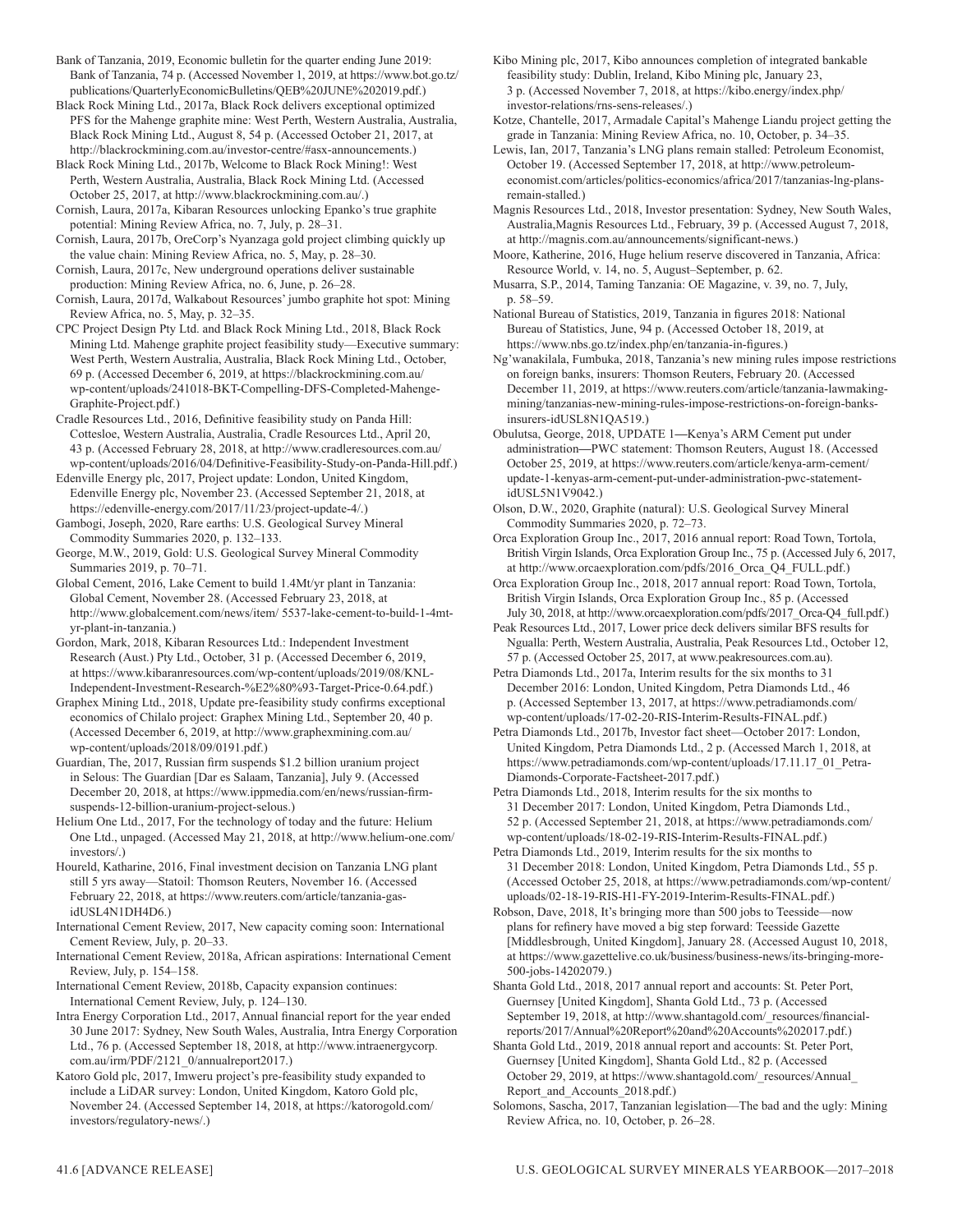Bank of Tanzania, 2019, Economic bulletin for the quarter ending June 2019: Bank of Tanzania, 74 p. (Accessed November 1, 2019, at https://www.bot.go.tz/publications/QuarterlyEconomicBulletins/QEB%20JUNE%202019.pdf.)

Black Rock Mining Ltd., 2017a, Black Rock delivers exceptional optimized PFS for the Mahenge graphite mine: West Perth, Western Australia, Australia, Black Rock Mining Ltd., August 8, 54 p. (Accessed October 21, 2017, at http://blackrockmining.com.au/investor-centre/#asx-announcements.)

Black Rock Mining Ltd., 2017b, Welcome to Black Rock Mining!: West Perth, Western Australia, Australia, Black Rock Mining Ltd. (Accessed October 25, 2017, at http://www.blackrockmining.com.au/.)

Cornish, Laura, 2017a, Kibaran Resources unlocking Epanko's true graphite potential: Mining Review Africa, no. 7, July, p. 28–31.

Cornish, Laura, 2017b, OreCorp's Nyanzaga gold project climbing quickly up the value chain: Mining Review Africa, no. 5, May, p. 28–30.

Cornish, Laura, 2017c, New underground operations deliver sustainable production: Mining Review Africa, no. 6, June, p. 26–28.

Cornish, Laura, 2017d, Walkabout Resources' jumbo graphite hot spot: Mining Review Africa, no. 5, May, p. 32–35.

CPC Project Design Pty Ltd. and Black Rock Mining Ltd., 2018, Black Rock Mining Ltd. Mahenge graphite project feasibility study—Executive summary: West Perth, Western Australia, Australia, Black Rock Mining Ltd., October, 69 p. (Accessed December 6, 2019, at https://blackrockmining.com.au/wp-content/uploads/241018-BKT-Compelling-DFS-Completed-Mahenge-Graphite-Project.pdf.)

Cradle Resources Ltd., 2016, Definitive feasibility study on Panda Hill: Cottesloe, Western Australia, Australia, Cradle Resources Ltd., April 20, 43 p. (Accessed February 28, 2018, at http://www.cradleresources.com.au/wp-content/uploads/2016/04/Definitive-Feasibility-Study-on-Panda-Hill.pdf.)

Edenville Energy plc, 2017, Project update: London, United Kingdom, Edenville Energy plc, November 23. (Accessed September 21, 2018, at https://edenville-energy.com/2017/11/23/project-update-4/.)

Gambogi, Joseph, 2020, Rare earths: U.S. Geological Survey Mineral Commodity Summaries 2020, p. 132–133.

George, M.W., 2019, Gold: U.S. Geological Survey Mineral Commodity Summaries 2019, p. 70–71.

Global Cement, 2016, Lake Cement to build 1.4Mt/yr plant in Tanzania: Global Cement, November 28. (Accessed February 23, 2018, at http://www.globalcement.com/news/item/ 5537-lake-cement-to-build-1-4mt-yr-plant-in-tanzania.)

Gordon, Mark, 2018, Kibaran Resources Ltd.: Independent Investment Research (Aust.) Pty Ltd., October, 31 p. (Accessed December 6, 2019, at https://www.kibaranresources.com/wp-content/uploads/2019/08/KNL-Independent-Investment-Research-%E2%80%93-Target-Price-0.64.pdf.)

Graphex Mining Ltd., 2018, Update pre-feasibility study confirms exceptional economics of Chilalo project: Graphex Mining Ltd., September 20, 40 p. (Accessed December 6, 2019, at http://www.graphexmining.com.au/wp-content/uploads/2018/09/0191.pdf.)

Guardian, The, 2017, Russian firm suspends $1.2 billion uranium project in Selous: The Guardian [Dar es Salaam, Tanzania], July 9. (Accessed December 20, 2018, at https://www.ippmedia.com/en/news/russian-firm-suspends-12-billion-uranium-project-selous.)

Helium One Ltd., 2017, For the technology of today and the future: Helium One Ltd., unpaged. (Accessed May 21, 2018, at http://www.helium-one.com/investors/.)

Houreld, Katharine, 2016, Final investment decision on Tanzania LNG plant still 5 yrs away—Statoil: Thomson Reuters, November 16. (Accessed February 22, 2018, at https://www.reuters.com/article/tanzania-gas-idUSL4N1DH4D6.)

International Cement Review, 2017, New capacity coming soon: International Cement Review, July, p. 20–33.

International Cement Review, 2018a, African aspirations: International Cement Review, July, p. 154–158.

International Cement Review, 2018b, Capacity expansion continues: International Cement Review, July, p. 124–130.

Intra Energy Corporation Ltd., 2017, Annual financial report for the year ended 30 June 2017: Sydney, New South Wales, Australia, Intra Energy Corporation Ltd., 76 p. (Accessed September 18, 2018, at http://www.intraenergycorp.com.au/irm/PDF/2121_0/annualreport2017.)

Katoro Gold plc, 2017, Imweru project's pre-feasibility study expanded to include a LiDAR survey: London, United Kingdom, Katoro Gold plc, November 24. (Accessed September 14, 2018, at https://katorogold.com/investors/regulatory-news/.)

Kibo Mining plc, 2017, Kibo announces completion of integrated bankable feasibility study: Dublin, Ireland, Kibo Mining plc, January 23, 3 p. (Accessed November 7, 2018, at https://kibo.energy/index.php/investor-relations/rns-sens-releases/.)

Kotze, Chantelle, 2017, Armadale Capital's Mahenge Liandu project getting the grade in Tanzania: Mining Review Africa, no. 10, October, p. 34–35.

Lewis, Ian, 2017, Tanzania's LNG plans remain stalled: Petroleum Economist, October 19. (Accessed September 17, 2018, at http://www.petroleum-economist.com/articles/politics-economics/africa/2017/tanzanias-lng-plans-remain-stalled.)

Magnis Resources Ltd., 2018, Investor presentation: Sydney, New South Wales, Australia,Magnis Resources Ltd., February, 39 p. (Accessed August 7, 2018, at http://magnis.com.au/announcements/significant-news.)

Moore, Katherine, 2016, Huge helium reserve discovered in Tanzania, Africa: Resource World, v. 14, no. 5, August–September, p. 62.

Musarra, S.P., 2014, Taming Tanzania: OE Magazine, v. 39, no. 7, July, p. 58–59.

National Bureau of Statistics, 2019, Tanzania in figures 2018: National Bureau of Statistics, June, 94 p. (Accessed October 18, 2019, at https://www.nbs.go.tz/index.php/en/tanzania-in-figures.)

Ng'wanakilala, Fumbuka, 2018, Tanzania's new mining rules impose restrictions on foreign banks, insurers: Thomson Reuters, February 20. (Accessed December 11, 2019, at https://www.reuters.com/article/tanzania-lawmaking-mining/tanzanias-new-mining-rules-impose-restrictions-on-foreign-banks-insurers-idUSL8N1QA519.)

Obulutsa, George, 2018, UPDATE 1—Kenya's ARM Cement put under administration—PWC statement: Thomson Reuters, August 18. (Accessed October 25, 2019, at https://www.reuters.com/article/kenya-arm-cement/update-1-kenyas-arm-cement-put-under-administration-pwc-statement-idUSL5N1V9042.)

Olson, D.W., 2020, Graphite (natural): U.S. Geological Survey Mineral Commodity Summaries 2020, p. 72–73.

Orca Exploration Group Inc., 2017, 2016 annual report: Road Town, Tortola, British Virgin Islands, Orca Exploration Group Inc., 75 p. (Accessed July 6, 2017, at http://www.orcaexploration.com/pdfs/2016_Orca_Q4_FULL.pdf.)

Orca Exploration Group Inc., 2018, 2017 annual report: Road Town, Tortola, British Virgin Islands, Orca Exploration Group Inc., 85 p. (Accessed July 30, 2018, at http://www.orcaexploration.com/pdfs/2017_Orca-Q4_full.pdf.)

Peak Resources Ltd., 2017, Lower price deck delivers similar BFS results for Ngualla: Perth, Western Australia, Australia, Peak Resources Ltd., October 12, 57 p. (Accessed October 25, 2017, at www.peakresources.com.au).

Petra Diamonds Ltd., 2017a, Interim results for the six months to 31 December 2016: London, United Kingdom, Petra Diamonds Ltd., 46 p. (Accessed September 13, 2017, at https://www.petradiamonds.com/wp-content/uploads/17-02-20-RIS-Interim-Results-FINAL.pdf.)

Petra Diamonds Ltd., 2017b, Investor fact sheet—October 2017: London, United Kingdom, Petra Diamonds Ltd., 2 p. (Accessed March 1, 2018, at https://www.petradiamonds.com/wp-content/uploads/17.11.17_01_Petra-Diamonds-Corporate-Factsheet-2017.pdf.)

Petra Diamonds Ltd., 2018, Interim results for the six months to 31 December 2017: London, United Kingdom, Petra Diamonds Ltd., 52 p. (Accessed September 21, 2018, at https://www.petradiamonds.com/wp-content/uploads/18-02-19-RIS-Interim-Results-FINAL.pdf.)

Petra Diamonds Ltd., 2019, Interim results for the six months to 31 December 2018: London, United Kingdom, Petra Diamonds Ltd., 55 p. (Accessed October 25, 2018, at https://www.petradiamonds.com/wp-content/uploads/02-18-19-RIS-H1-FY-2019-Interim-Results-FINAL.pdf.)

Robson, Dave, 2018, It's bringing more than 500 jobs to Teesside—now plans for refinery have moved a big step forward: Teesside Gazette [Middlesbrough, United Kingdom], January 28. (Accessed August 10, 2018, at https://www.gazettelive.co.uk/business/business-news/its-bringing-more-500-jobs-14202079.)

Shanta Gold Ltd., 2018, 2017 annual report and accounts: St. Peter Port, Guernsey [United Kingdom], Shanta Gold Ltd., 73 p. (Accessed September 19, 2018, at http://www.shantagold.com/_resources/financial-reports/2017/Annual%20Report%20and%20Accounts%202017.pdf.)

Shanta Gold Ltd., 2019, 2018 annual report and accounts: St. Peter Port, Guernsey [United Kingdom], Shanta Gold Ltd., 82 p. (Accessed October 29, 2019, at https://www.shantagold.com/_resources/Annual_Report_and_Accounts_2018.pdf.)

Solomons, Sascha, 2017, Tanzanian legislation—The bad and the ugly: Mining Review Africa, no. 10, October, p. 26–28.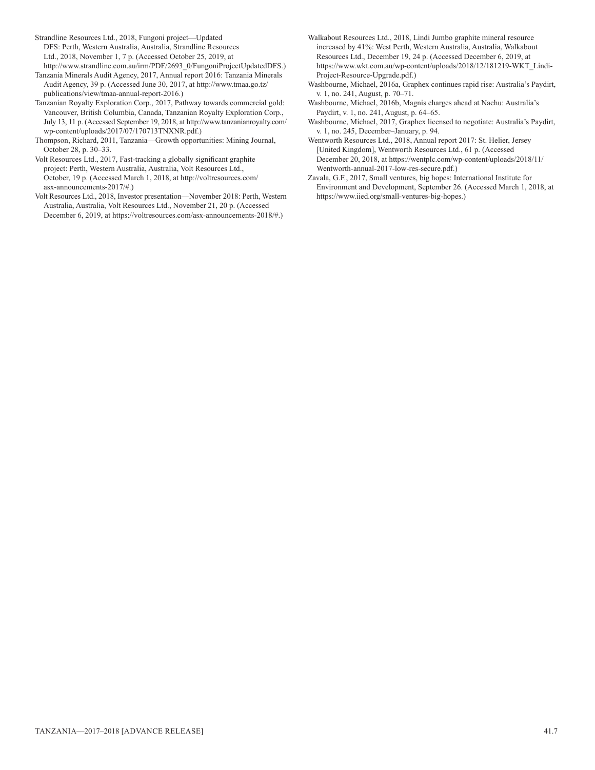Strandline Resources Ltd., 2018, Fungoni project—Updated DFS: Perth, Western Australia, Australia, Strandline Resources Ltd., 2018, November 1, 7 p. (Accessed October 25, 2019, at http://www.strandline.com.au/irm/PDF/2693_0/FungoniProjectUpdatedDFS.)

Tanzania Minerals Audit Agency, 2017, Annual report 2016: Tanzania Minerals Audit Agency, 39 p. (Accessed June 30, 2017, at http://www.tmaa.go.tz/publications/view/tmaa-annual-report-2016.)

Tanzanian Royalty Exploration Corp., 2017, Pathway towards commercial gold: Vancouver, British Columbia, Canada, Tanzanian Royalty Exploration Corp., July 13, 11 p. (Accessed September 19, 2018, at http://www.tanzanianroyalty.com/wp-content/uploads/2017/07/170713TNXNR.pdf.)

Thompson, Richard, 2011, Tanzania—Growth opportunities: Mining Journal, October 28, p. 30–33.

Volt Resources Ltd., 2017, Fast-tracking a globally significant graphite project: Perth, Western Australia, Australia, Volt Resources Ltd., October, 19 p. (Accessed March 1, 2018, at http://voltresources.com/asx-announcements-2017/#.)

Volt Resources Ltd., 2018, Investor presentation—November 2018: Perth, Western Australia, Australia, Volt Resources Ltd., November 21, 20 p. (Accessed December 6, 2019, at https://voltresources.com/asx-announcements-2018/#.)

Walkabout Resources Ltd., 2018, Lindi Jumbo graphite mineral resource increased by 41%: West Perth, Western Australia, Australia, Walkabout Resources Ltd., December 19, 24 p. (Accessed December 6, 2019, at https://www.wkt.com.au/wp-content/uploads/2018/12/181219-WKT_Lindi-Project-Resource-Upgrade.pdf.)

Washbourne, Michael, 2016a, Graphex continues rapid rise: Australia's Paydirt, v. 1, no. 241, August, p. 70–71.

Washbourne, Michael, 2016b, Magnis charges ahead at Nachu: Australia's Paydirt, v. 1, no. 241, August, p. 64–65.

Washbourne, Michael, 2017, Graphex licensed to negotiate: Australia's Paydirt, v. 1, no. 245, December–January, p. 94.

Wentworth Resources Ltd., 2018, Annual report 2017: St. Helier, Jersey [United Kingdom], Wentworth Resources Ltd., 61 p. (Accessed December 20, 2018, at https://wentplc.com/wp-content/uploads/2018/11/Wentworth-annual-2017-low-res-secure.pdf.)

Zavala, G.F., 2017, Small ventures, big hopes: International Institute for Environment and Development, September 26. (Accessed March 1, 2018, at https://www.iied.org/small-ventures-big-hopes.)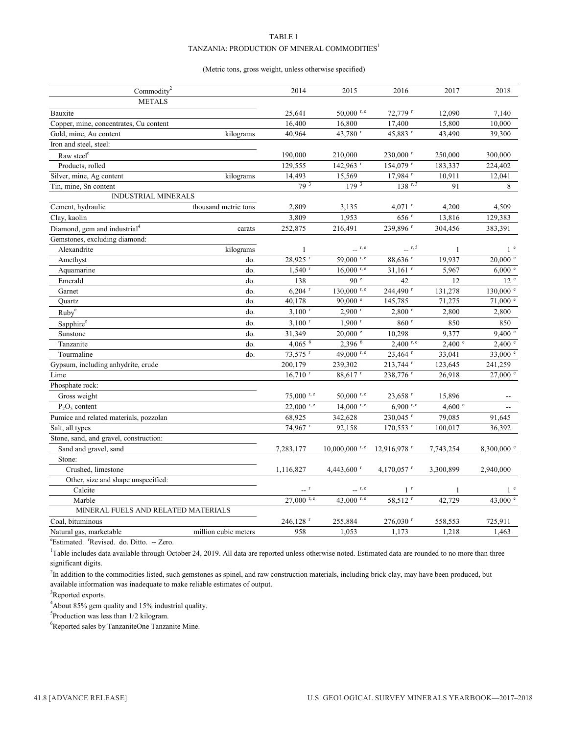TABLE 1

TANZANIA: PRODUCTION OF MINERAL COMMODITIES[1]

(Metric tons, gross weight, unless otherwise specified)

| Commodity[2] | | 2014 | 2015 | 2016 | 2017 | 2018 |
|---|---|---|---|---|---|---|
| METALS | | | | | | |
| Bauxite | | 25,641 | 50,000 r, e | 72,779 r | 12,090 | 7,140 |
| Copper, mine, concentrates, Cu content | | 16,400 | 16,800 | 17,400 | 15,800 | 10,000 |
| Gold, mine, Au content | kilograms | 40,964 | 43,780 r | 45,883 r | 43,490 | 39,300 |
| Iron and steel, steel: | | | | | | |
| Raw steel[e] | | 190,000 | 210,000 | 230,000 r | 250,000 | 300,000 |
| Products, rolled | | 129,555 | 142,963 r | 154,079 r | 183,337 | 224,402 |
| Silver, mine, Ag content | kilograms | 14,493 | 15,569 | 17,984 r | 10,911 | 12,041 |
| Tin, mine, Sn content | | 79 [3] | 179 [3] | 138 r, 3 | 91 | 8 |
| INDUSTRIAL MINERALS | | | | | | |
| Cement, hydraulic | thousand metric tons | 2,809 | 3,135 | 4,071 r | 4,200 | 4,509 |
| Clay, kaolin | | 3,809 | 1,953 | 656 r | 13,816 | 129,383 |
| Diamond, gem and industrial[4] | carats | 252,875 | 216,491 | 239,896 r | 304,456 | 383,391 |
| Gemstones, excluding diamond: | | | | | | |
| Alexandrite | kilograms | 1 | -- r, e | -- r, 5 | 1 | 1 e |
| Amethyst | do. | 28,925 r | 59,000 r, e | 88,636 r | 19,937 | 20,000 e |
| Aquamarine | do. | 1,540 r | 16,000 r, e | 31,161 r | 5,967 | 6,000 e |
| Emerald | do. | 138 | 90 e | 42 | 12 | 12 e |
| Garnet | do. | 6,204 r | 130,000 r, e | 244,490 r | 131,278 | 130,000 e |
| Quartz | do. | 40,178 | 90,000 e | 145,785 | 71,275 | 71,000 e |
| Ruby[e] | do. | 3,100 r | 2,900 r | 2,800 r | 2,800 | 2,800 |
| Sapphire[e] | do. | 3,100 r | 1,900 r | 860 r | 850 | 850 |
| Sunstone | do. | 31,349 | 20,000 e | 10,298 | 9,377 | 9,400 e |
| Tanzanite | do. | 4,065 [6] | 2,396 [6] | 2,400 r, e | 2,400 e | 2,400 e |
| Tourmaline | do. | 73,575 r | 49,000 r, e | 23,464 r | 33,041 | 33,000 e |
| Gypsum, including anhydrite, crude | | 200,179 | 239,302 | 213,744 r | 123,645 | 241,259 |
| Lime | | 16,710 r | 88,617 r | 238,776 r | 26,918 | 27,000 e |
| Phosphate rock: | | | | | | |
| Gross weight | | 75,000 r, e | 50,000 r, e | 23,658 r | 15,896 | -- |
| $P_2O_5$ content | | 22,000 r, e | 14,000 r, e | 6,900 r, e | 4,600 e | -- |
| Pumice and related materials, pozzolan | | 68,925 | 342,628 | 230,045 r | 79,085 | 91,645 |
| Salt, all types | | 74,967 r | 92,158 | 170,553 r | 100,017 | 36,392 |
| Stone, sand, and gravel, construction: | | | | | | |
| Sand and gravel, sand | | 7,283,177 | 10,000,000 r, e | 12,916,978 r | 7,743,254 | 8,300,000 e |
| Stone: | | | | | | |
| Crushed, limestone | | 1,116,827 | 4,443,600 r | 4,170,057 r | 3,300,899 | 2,940,000 |
| Other, size and shape unspecified: | | | | | | |
| Calcite | | -- r | -- r, e | 1 r | 1 | 1 e |
| Marble | | 27,000 r, e | 43,000 r, e | 58,512 r | 42,729 | 43,000 e |
| MINERAL FUELS AND RELATED MATERIALS | | | | | | |
| Coal, bituminous | | 246,128 r | 255,884 | 276,030 r | 558,553 | 725,911 |
| Natural gas, marketable | million cubic meters | 958 | 1,053 | 1,173 | 1,218 | 1,463 |

[e]Estimated. [r]Revised. do. Ditto. -- Zero.

[1]Table includes data available through October 24, 2019. All data are reported unless otherwise noted. Estimated data are rounded to no more than three significant digits.

[2]In addition to the commodities listed, such gemstones as spinel, and raw construction materials, including brick clay, may have been produced, but available information was inadequate to make reliable estimates of output.

[3]Reported exports.

[4]About 85% gem quality and 15% industrial quality.

[5]Production was less than 1/2 kilogram.

[6]Reported sales by TanzaniteOne Tanzanite Mine.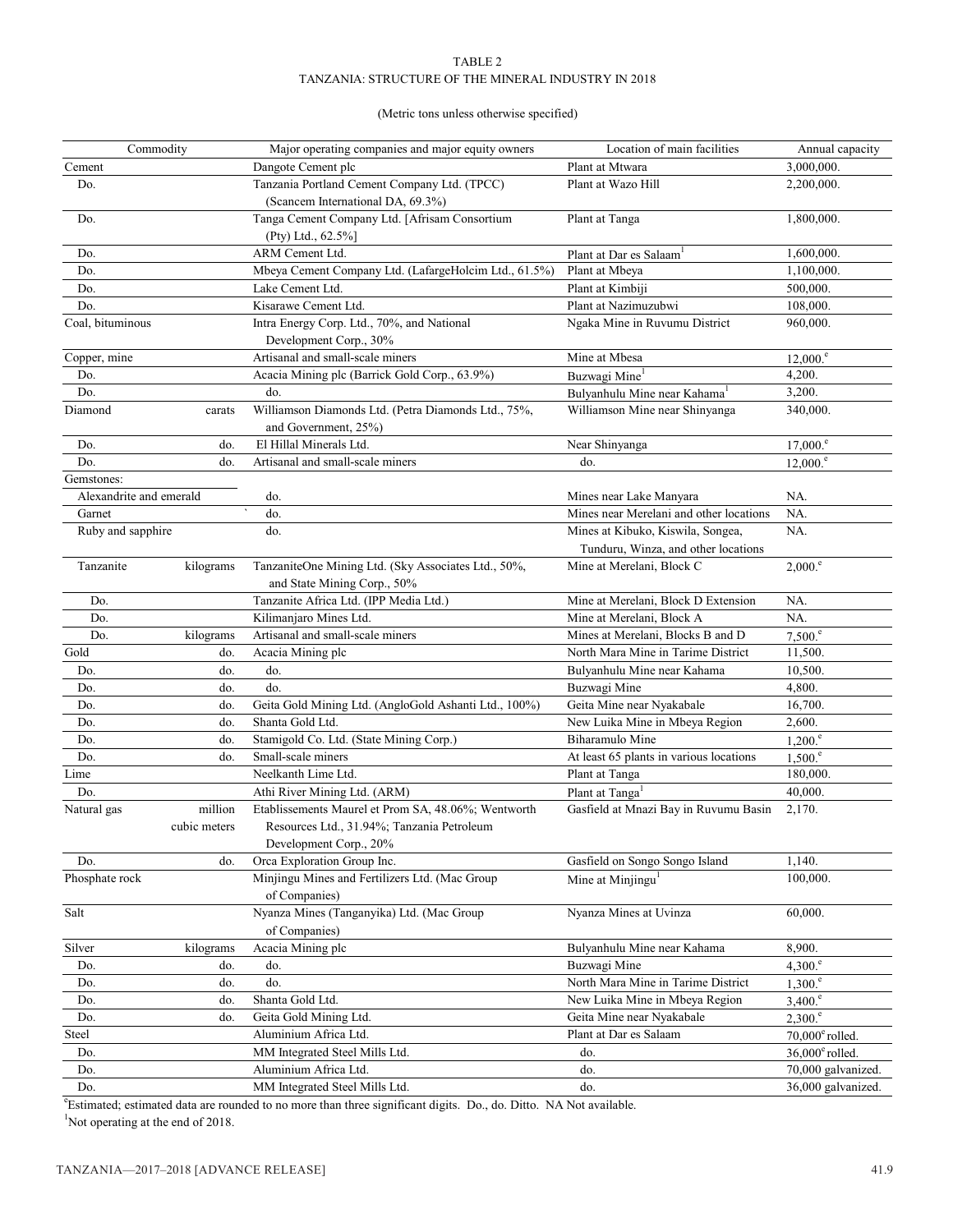TABLE 2
TANZANIA: STRUCTURE OF THE MINERAL INDUSTRY IN 2018

(Metric tons unless otherwise specified)

| Commodity | | Major operating companies and major equity owners | Location of main facilities | Annual capacity |
|---|---|---|---|---|
| Cement | | Dangote Cement plc | Plant at Mtwara | 3,000,000. |
| Do. | | Tanzania Portland Cement Company Ltd. (TPCC) (Scancem International DA, 69.3%) | Plant at Wazo Hill | 2,200,000. |
| Do. | | Tanga Cement Company Ltd. [Afrisam Consortium (Pty) Ltd., 62.5%] | Plant at Tanga | 1,800,000. |
| Do. | | ARM Cement Ltd. | Plant at Dar es Salaam[1] | 1,600,000. |
| Do. | | Mbeya Cement Company Ltd. (LafargeHolcim Ltd., 61.5%) | Plant at Mbeya | 1,100,000. |
| Do. | | Lake Cement Ltd. | Plant at Kimbiji | 500,000. |
| Do. | | Kisarawe Cement Ltd. | Plant at Nazimuzubwi | 108,000. |
| Coal, bituminous | | Intra Energy Corp. Ltd., 70%, and National Development Corp., 30% | Ngaka Mine in Ruvumu District | 960,000. |
| Copper, mine | | Artisanal and small-scale miners | Mine at Mbesa | 12,000.[e] |
| Do. | | Acacia Mining plc (Barrick Gold Corp., 63.9%) | Buzwagi Mine[1] | 4,200. |
| Do. | | do. | Bulyanhulu Mine near Kahama[1] | 3,200. |
| Diamond | carats | Williamson Diamonds Ltd. (Petra Diamonds Ltd., 75%, and Government, 25%) | Williamson Mine near Shinyanga | 340,000. |
| Do. | do. | El Hillal Minerals Ltd. | Near Shinyanga | 17,000.[e] |
| Do. | do. | Artisanal and small-scale miners | do. | 12,000.[e] |
| Gemstones: | | | | |
| Alexandrite and emerald | | do. | Mines near Lake Manyara | NA. |
| Garnet | | do. | Mines near Merelani and other locations | NA. |
| Ruby and sapphire | | do. | Mines at Kibuko, Kiswila, Songea, Tunduru, Winza, and other locations | NA. |
| Tanzanite | kilograms | TanzaniteOne Mining Ltd. (Sky Associates Ltd., 50%, and State Mining Corp., 50% | Mine at Merelani, Block C | 2,000.[e] |
| Do. | | Tanzanite Africa Ltd. (IPP Media Ltd.) | Mine at Merelani, Block D Extension | NA. |
| Do. | | Kilimanjaro Mines Ltd. | Mine at Merelani, Block A | NA. |
| Do. | kilograms | Artisanal and small-scale miners | Mines at Merelani, Blocks B and D | 7,500.[e] |
| Gold | do. | Acacia Mining plc | North Mara Mine in Tarime District | 11,500. |
| Do. | do. | do. | Bulyanhulu Mine near Kahama | 10,500. |
| Do. | do. | do. | Buzwagi Mine | 4,800. |
| Do. | do. | Geita Gold Mining Ltd. (AngloGold Ashanti Ltd., 100%) | Geita Mine near Nyakabale | 16,700. |
| Do. | do. | Shanta Gold Ltd. | New Luika Mine in Mbeya Region | 2,600. |
| Do. | do. | Stamigold Co. Ltd. (State Mining Corp.) | Biharamulo Mine | 1,200.[e] |
| Do. | do. | Small-scale miners | At least 65 plants in various locations | 1,500.[e] |
| Lime | | Neelkanth Lime Ltd. | Plant at Tanga | 180,000. |
| Do. | | Athi River Mining Ltd. (ARM) | Plant at Tanga[1] | 40,000. |
| Natural gas | million cubic meters | Etablissements Maurel et Prom SA, 48.06%; Wentworth Resources Ltd., 31.94%; Tanzania Petroleum Development Corp., 20% | Gasfield at Mnazi Bay in Ruvumu Basin | 2,170. |
| Do. | do. | Orca Exploration Group Inc. | Gasfield on Songo Songo Island | 1,140. |
| Phosphate rock | | Minjingu Mines and Fertilizers Ltd. (Mac Group of Companies) | Mine at Minjingu[1] | 100,000. |
| Salt | | Nyanza Mines (Tanganyika) Ltd. (Mac Group of Companies) | Nyanza Mines at Uvinza | 60,000. |
| Silver | kilograms | Acacia Mining plc | Bulyanhulu Mine near Kahama | 8,900. |
| Do. | do. | do. | Buzwagi Mine | 4,300.[e] |
| Do. | do. | do. | North Mara Mine in Tarime District | 1,300.[e] |
| Do. | do. | Shanta Gold Ltd. | New Luika Mine in Mbeya Region | 3,400.[e] |
| Do. | do. | Geita Gold Mining Ltd. | Geita Mine near Nyakabale | 2,300.[e] |
| Steel | | Aluminium Africa Ltd. | Plant at Dar es Salaam | 70,000[e] rolled. |
| Do. | | MM Integrated Steel Mills Ltd. | do. | 36,000[e] rolled. |
| Do. | | Aluminium Africa Ltd. | do. | 70,000 galvanized. |
| Do. | | MM Integrated Steel Mills Ltd. | do. | 36,000 galvanized. |

[e]Estimated; estimated data are rounded to no more than three significant digits. Do., do. Ditto. NA Not available.

[1]Not operating at the end of 2018.